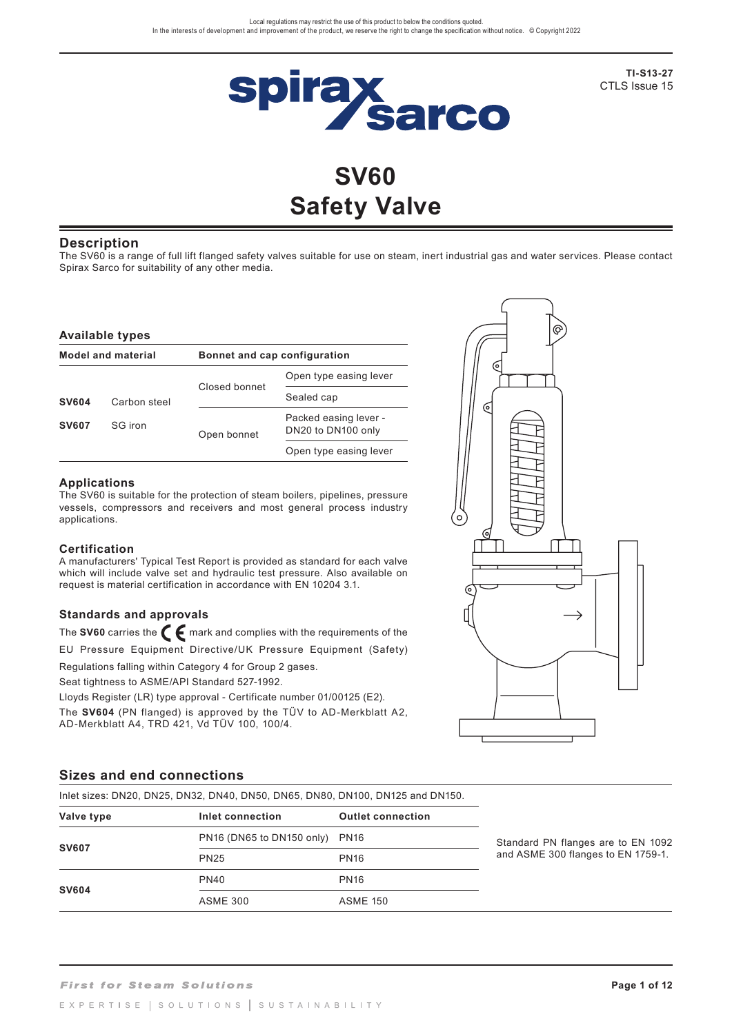Local regulations may restrict the use of this product to below the conditions quoted.
In the interests of development and improvement of the product, we reserve the right to change the specification without notice. © Copyright 2022

**TI-S13-27**
CTLS Issue 15

# SV60
# Safety Valve

## Description

The SV60 is a range of full lift flanged safety valves suitable for use on steam, inert industrial gas and water services. Please contact Spirax Sarco for suitability of any other media.

### Available types

| Model and material | | Bonnet and cap configuration | |
|---|---|---|---|
| **SV604** | Carbon steel | Closed bonnet | Open type easing lever |
| | | | Sealed cap |
| **SV607** | SG iron | Open bonnet | Packed easing lever - DN20 to DN100 only |
| | | | Open type easing lever |

### Applications

The SV60 is suitable for the protection of steam boilers, pipelines, pressure vessels, compressors and receivers and most general process industry applications.

### Certification

A manufacturers' Typical Test Report is provided as standard for each valve which will include valve set and hydraulic test pressure. Also available on request is material certification in accordance with EN 10204 3.1.

### Standards and approvals

The **SV60** carries the CE mark and complies with the requirements of the EU Pressure Equipment Directive/UK Pressure Equipment (Safety) Regulations falling within Category 4 for Group 2 gases.

Seat tightness to ASME/API Standard 527-1992.

Lloyds Register (LR) type approval - Certificate number 01/00125 (E2).

The **SV604** (PN flanged) is approved by the TÜV to AD-Merkblatt A2, AD-Merkblatt A4, TRD 421, Vd TÜV 100, 100/4.

## Sizes and end connections

Inlet sizes: DN20, DN25, DN32, DN40, DN50, DN65, DN80, DN100, DN125 and DN150.

| Valve type | Inlet connection | Outlet connection |
|---|---|---|
| **SV607** | PN16 (DN65 to DN150 only) | PN16 |
| | PN25 | PN16 |
| **SV604** | PN40 | PN16 |
| | ASME 300 | ASME 150 |

Standard PN flanges are to EN 1092 and ASME 300 flanges to EN 1759-1.

*First for Steam Solutions*

EXPERTISE | SOLUTIONS | SUSTAINABILITY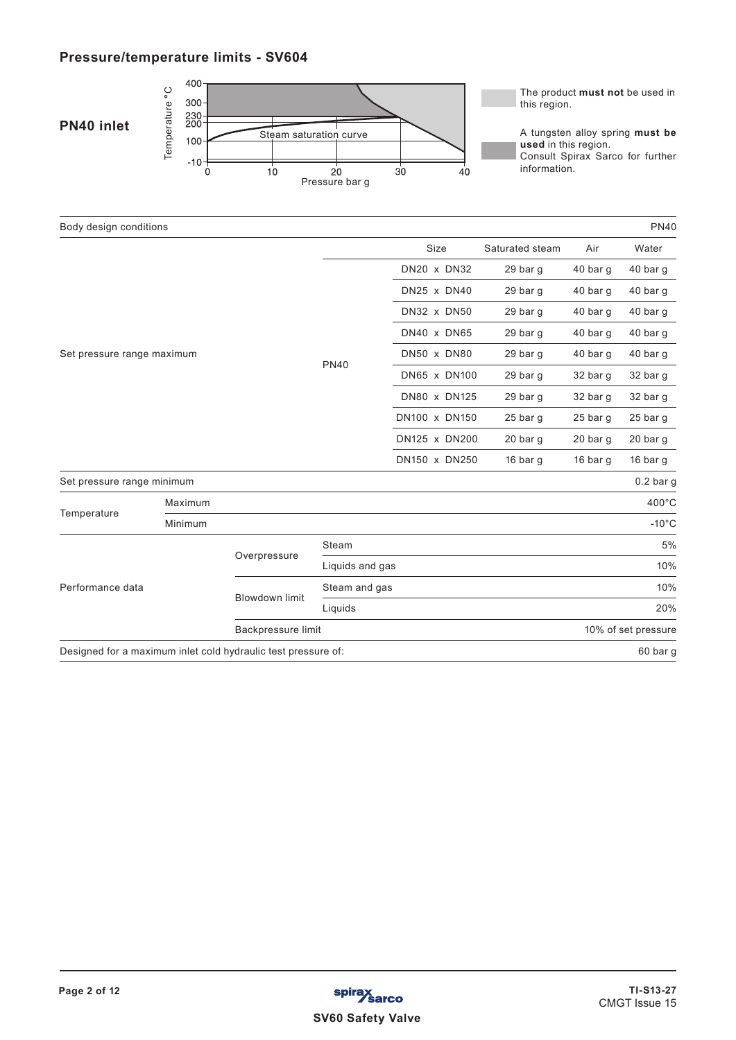## Pressure/temperature limits - SV604

**PN40 inlet**

Temperature °C: 400, 300, 230, 200, 100, -10

Steam saturation curve

Pressure bar g: 0, 10, 20, 30, 40

The product **must not** be used in this region.

A tungsten alloy spring **must be used** in this region.
Consult Spirax Sarco for further information.

| Body design conditions | | | | | | | PN40 |
|---|---|---|---|---|---|---|---|
| | | | | Size | Saturated steam | Air | Water |
| Set pressure range maximum | | | PN40 | DN20 x DN32 | 29 bar g | 40 bar g | 40 bar g |
| | | | | DN25 x DN40 | 29 bar g | 40 bar g | 40 bar g |
| | | | | DN32 x DN50 | 29 bar g | 40 bar g | 40 bar g |
| | | | | DN40 x DN65 | 29 bar g | 40 bar g | 40 bar g |
| | | | | DN50 x DN80 | 29 bar g | 40 bar g | 40 bar g |
| | | | | DN65 x DN100 | 29 bar g | 32 bar g | 32 bar g |
| | | | | DN80 x DN125 | 29 bar g | 32 bar g | 32 bar g |
| | | | | DN100 x DN150 | 25 bar g | 25 bar g | 25 bar g |
| | | | | DN125 x DN200 | 20 bar g | 20 bar g | 20 bar g |
| | | | | DN150 x DN250 | 16 bar g | 16 bar g | 16 bar g |
| Set pressure range minimum | | | | | | | 0.2 bar g |
| Temperature | Maximum | | | | | | 400°C |
| | Minimum | | | | | | -10°C |
| Performance data | | Overpressure | Steam | | | | 5% |
| | | | Liquids and gas | | | | 10% |
| | | Blowdown limit | Steam and gas | | | | 10% |
| | | | Liquids | | | | 20% |
| | | Backpressure limit | | | | | 10% of set pressure |
| Designed for a maximum inlet cold hydraulic test pressure of: | | | | | | | 60 bar g |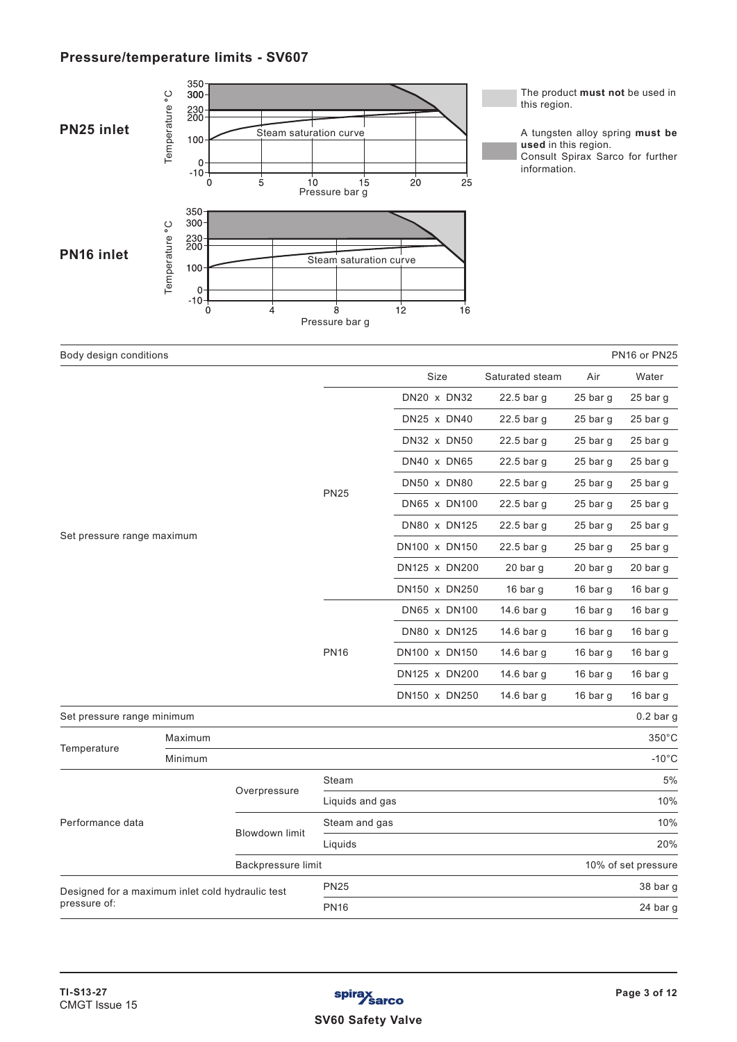## Pressure/temperature limits - SV607

**PN25 inlet**

**PN16 inlet**

The product **must not** be used in this region.

A tungsten alloy spring **must be used** in this region.
Consult Spirax Sarco for further information.

| Body design conditions | | | | | | PN16 or PN25 |
|---|---|---|---|---|---|---|
| | | | Size | Saturated steam | Air | Water |
| Set pressure range maximum | | PN25 | DN20 x DN32 | 22.5 bar g | 25 bar g | 25 bar g |
| | | | DN25 x DN40 | 22.5 bar g | 25 bar g | 25 bar g |
| | | | DN32 x DN50 | 22.5 bar g | 25 bar g | 25 bar g |
| | | | DN40 x DN65 | 22.5 bar g | 25 bar g | 25 bar g |
| | | | DN50 x DN80 | 22.5 bar g | 25 bar g | 25 bar g |
| | | | DN65 x DN100 | 22.5 bar g | 25 bar g | 25 bar g |
| | | | DN80 x DN125 | 22.5 bar g | 25 bar g | 25 bar g |
| | | | DN100 x DN150 | 22.5 bar g | 25 bar g | 25 bar g |
| | | | DN125 x DN200 | 20 bar g | 20 bar g | 20 bar g |
| | | | DN150 x DN250 | 16 bar g | 16 bar g | 16 bar g |
| | | PN16 | DN65 x DN100 | 14.6 bar g | 16 bar g | 16 bar g |
| | | | DN80 x DN125 | 14.6 bar g | 16 bar g | 16 bar g |
| | | | DN100 x DN150 | 14.6 bar g | 16 bar g | 16 bar g |
| | | | DN125 x DN200 | 14.6 bar g | 16 bar g | 16 bar g |
| | | | DN150 x DN250 | 14.6 bar g | 16 bar g | 16 bar g |
| Set pressure range minimum | | | | | | 0.2 bar g |
| Temperature | Maximum | | | | | 350°C |
| | Minimum | | | | | -10°C |
| Performance data | Overpressure | Steam | | | | 5% |
| | | Liquids and gas | | | | 10% |
| | Blowdown limit | Steam and gas | | | | 10% |
| | | Liquids | | | | 20% |
| | Backpressure limit | | | | | 10% of set pressure |
| Designed for a maximum inlet cold hydraulic test pressure of: | | PN25 | | | | 38 bar g |
| | | PN16 | | | | 24 bar g |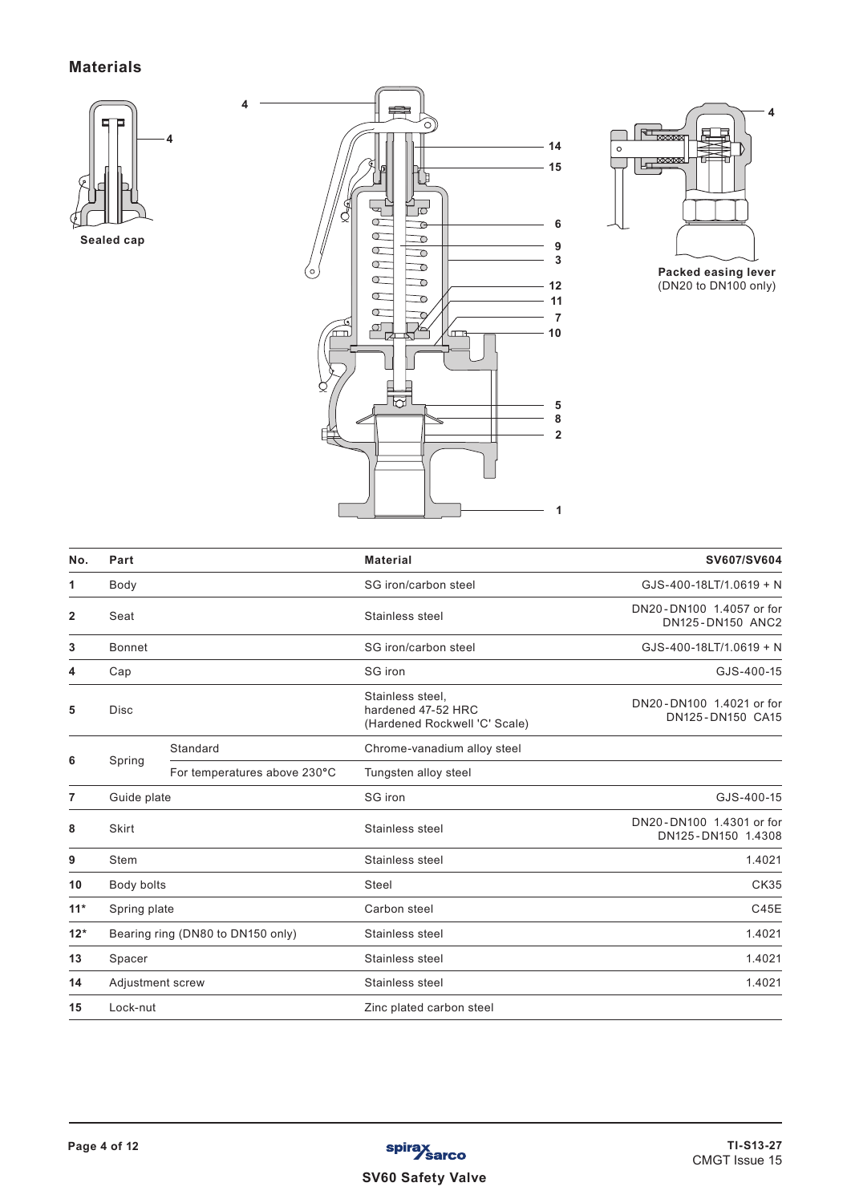## Materials

Sealed cap

Packed easing lever
(DN20 to DN100 only)

| No. | Part | | Material | SV607/SV604 |
|---|---|---|---|---|
| 1 | Body | | SG iron/carbon steel | GJS-400-18LT/1.0619 + N |
| 2 | Seat | | Stainless steel | DN20-DN100 1.4057 or for DN125-DN150 ANC2 |
| 3 | Bonnet | | SG iron/carbon steel | GJS-400-18LT/1.0619 + N |
| 4 | Cap | | SG iron | GJS-400-15 |
| 5 | Disc | | Stainless steel, hardened 47-52 HRC (Hardened Rockwell 'C' Scale) | DN20-DN100 1.4021 or for DN125-DN150 CA15 |
| 6 | Spring | Standard | Chrome-vanadium alloy steel | |
| | | For temperatures above 230°C | Tungsten alloy steel | |
| 7 | Guide plate | | SG iron | GJS-400-15 |
| 8 | Skirt | | Stainless steel | DN20-DN100 1.4301 or for DN125-DN150 1.4308 |
| 9 | Stem | | Stainless steel | 1.4021 |
| 10 | Body bolts | | Steel | CK35 |
| 11* | Spring plate | | Carbon steel | C45E |
| 12* | Bearing ring (DN80 to DN150 only) | | Stainless steel | 1.4021 |
| 13 | Spacer | | Stainless steel | 1.4021 |
| 14 | Adjustment screw | | Stainless steel | 1.4021 |
| 15 | Lock-nut | | Zinc plated carbon steel | |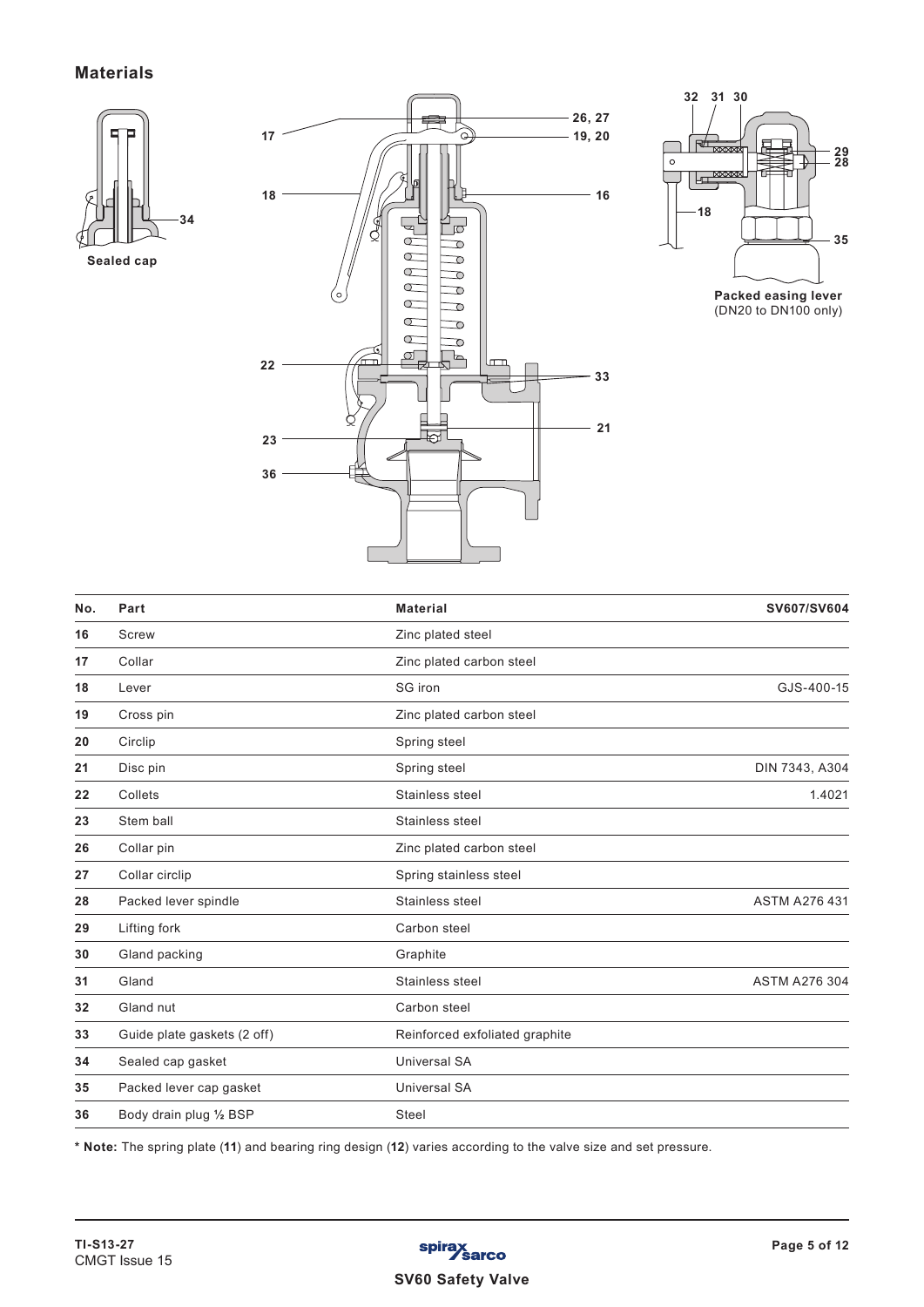## Materials

Sealed cap

Packed easing lever
(DN20 to DN100 only)

| No. | Part | Material | SV607/SV604 |
|---|---|---|---|
| 16 | Screw | Zinc plated steel | |
| 17 | Collar | Zinc plated carbon steel | |
| 18 | Lever | SG iron | GJS-400-15 |
| 19 | Cross pin | Zinc plated carbon steel | |
| 20 | Circlip | Spring steel | |
| 21 | Disc pin | Spring steel | DIN 7343, A304 |
| 22 | Collets | Stainless steel | 1.4021 |
| 23 | Stem ball | Stainless steel | |
| 26 | Collar pin | Zinc plated carbon steel | |
| 27 | Collar circlip | Spring stainless steel | |
| 28 | Packed lever spindle | Stainless steel | ASTM A276 431 |
| 29 | Lifting fork | Carbon steel | |
| 30 | Gland packing | Graphite | |
| 31 | Gland | Stainless steel | ASTM A276 304 |
| 32 | Gland nut | Carbon steel | |
| 33 | Guide plate gaskets (2 off) | Reinforced exfoliated graphite | |
| 34 | Sealed cap gasket | Universal SA | |
| 35 | Packed lever cap gasket | Universal SA | |
| 36 | Body drain plug ½ BSP | Steel | |

**\* Note:** The spring plate (**11**) and bearing ring design (**12**) varies according to the valve size and set pressure.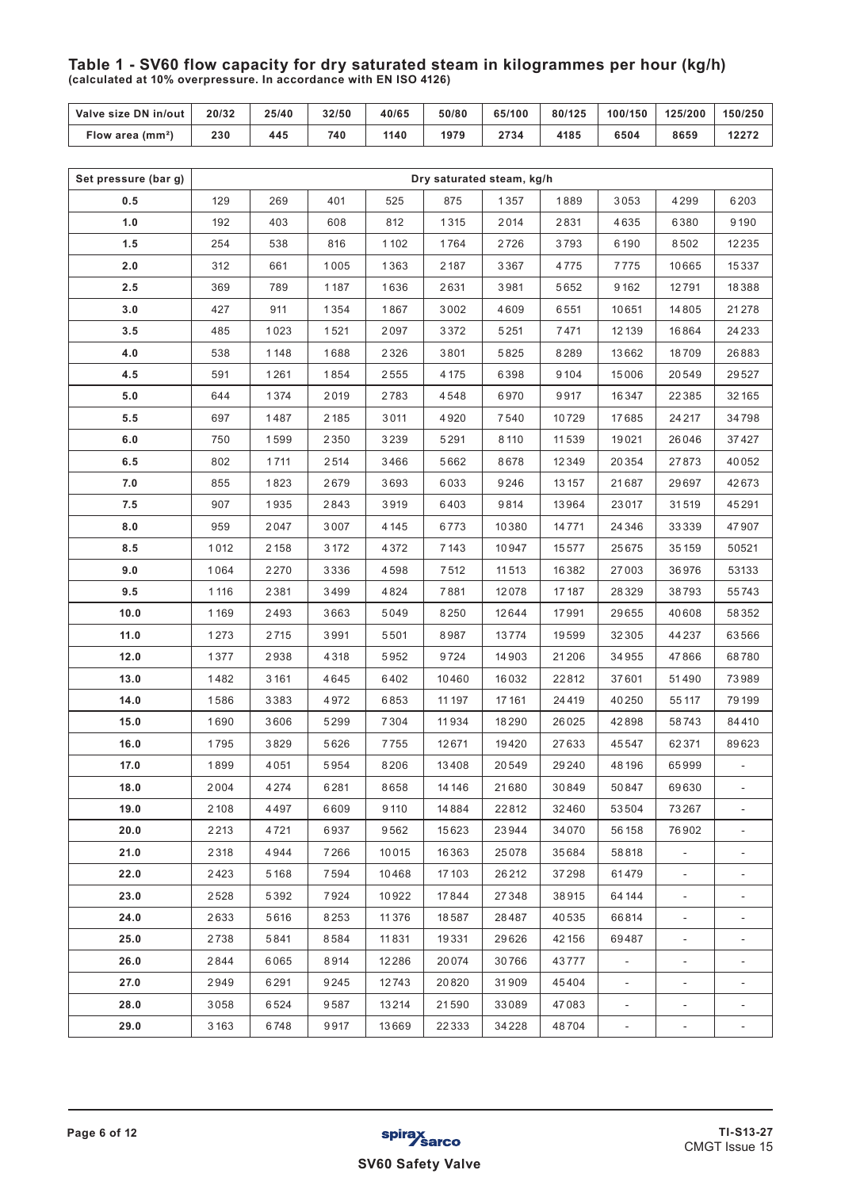### Table 1 - SV60 flow capacity for dry saturated steam in kilogrammes per hour (kg/h)

**(calculated at 10% overpressure. In accordance with EN ISO 4126)**

| Valve size DN in/out | 20/32 | 25/40 | 32/50 | 40/65 | 50/80 | 65/100 | 80/125 | 100/150 | 125/200 | 150/250 |
|---|---|---|---|---|---|---|---|---|---|---|
| Flow area (mm²) | 230 | 445 | 740 | 1140 | 1979 | 2734 | 4185 | 6504 | 8659 | 12272 |

| Set pressure (bar g) | Dry saturated steam, kg/h | | | | | | | | | |
|---|---|---|---|---|---|---|---|---|---|---|
| 0.5 | 129 | 269 | 401 | 525 | 875 | 1357 | 1889 | 3053 | 4299 | 6203 |
| 1.0 | 192 | 403 | 608 | 812 | 1315 | 2014 | 2831 | 4635 | 6380 | 9190 |
| 1.5 | 254 | 538 | 816 | 1102 | 1764 | 2726 | 3793 | 6190 | 8502 | 12235 |
| 2.0 | 312 | 661 | 1005 | 1363 | 2187 | 3367 | 4775 | 7775 | 10665 | 15337 |
| 2.5 | 369 | 789 | 1187 | 1636 | 2631 | 3981 | 5652 | 9162 | 12791 | 18388 |
| 3.0 | 427 | 911 | 1354 | 1867 | 3002 | 4609 | 6551 | 10651 | 14805 | 21278 |
| 3.5 | 485 | 1023 | 1521 | 2097 | 3372 | 5251 | 7471 | 12139 | 16864 | 24233 |
| 4.0 | 538 | 1148 | 1688 | 2326 | 3801 | 5825 | 8289 | 13662 | 18709 | 26883 |
| 4.5 | 591 | 1261 | 1854 | 2555 | 4175 | 6398 | 9104 | 15006 | 20549 | 29527 |
| 5.0 | 644 | 1374 | 2019 | 2783 | 4548 | 6970 | 9917 | 16347 | 22385 | 32165 |
| 5.5 | 697 | 1487 | 2185 | 3011 | 4920 | 7540 | 10729 | 17685 | 24217 | 34798 |
| 6.0 | 750 | 1599 | 2350 | 3239 | 5291 | 8110 | 11539 | 19021 | 26046 | 37427 |
| 6.5 | 802 | 1711 | 2514 | 3466 | 5662 | 8678 | 12349 | 20354 | 27873 | 40052 |
| 7.0 | 855 | 1823 | 2679 | 3693 | 6033 | 9246 | 13157 | 21687 | 29697 | 42673 |
| 7.5 | 907 | 1935 | 2843 | 3919 | 6403 | 9814 | 13964 | 23017 | 31519 | 45291 |
| 8.0 | 959 | 2047 | 3007 | 4145 | 6773 | 10380 | 14771 | 24346 | 33339 | 47907 |
| 8.5 | 1012 | 2158 | 3172 | 4372 | 7143 | 10947 | 15577 | 25675 | 35159 | 50521 |
| 9.0 | 1064 | 2270 | 3336 | 4598 | 7512 | 11513 | 16382 | 27003 | 36976 | 53133 |
| 9.5 | 1116 | 2381 | 3499 | 4824 | 7881 | 12078 | 17187 | 28329 | 38793 | 55743 |
| 10.0 | 1169 | 2493 | 3663 | 5049 | 8250 | 12644 | 17991 | 29655 | 40608 | 58352 |
| 11.0 | 1273 | 2715 | 3991 | 5501 | 8987 | 13774 | 19599 | 32305 | 44237 | 63566 |
| 12.0 | 1377 | 2938 | 4318 | 5952 | 9724 | 14903 | 21206 | 34955 | 47866 | 68780 |
| 13.0 | 1482 | 3161 | 4645 | 6402 | 10460 | 16032 | 22812 | 37601 | 51490 | 73989 |
| 14.0 | 1586 | 3383 | 4972 | 6853 | 11197 | 17161 | 24419 | 40250 | 55117 | 79199 |
| 15.0 | 1690 | 3606 | 5299 | 7304 | 11934 | 18290 | 26025 | 42898 | 58743 | 84410 |
| 16.0 | 1795 | 3829 | 5626 | 7755 | 12671 | 19420 | 27633 | 45547 | 62371 | 89623 |
| 17.0 | 1899 | 4051 | 5954 | 8206 | 13408 | 20549 | 29240 | 48196 | 65999 | - |
| 18.0 | 2004 | 4274 | 6281 | 8658 | 14146 | 21680 | 30849 | 50847 | 69630 | - |
| 19.0 | 2108 | 4497 | 6609 | 9110 | 14884 | 22812 | 32460 | 53504 | 73267 | - |
| 20.0 | 2213 | 4721 | 6937 | 9562 | 15623 | 23944 | 34070 | 56158 | 76902 | - |
| 21.0 | 2318 | 4944 | 7266 | 10015 | 16363 | 25078 | 35684 | 58818 | - | - |
| 22.0 | 2423 | 5168 | 7594 | 10468 | 17103 | 26212 | 37298 | 61479 | - | - |
| 23.0 | 2528 | 5392 | 7924 | 10922 | 17844 | 27348 | 38915 | 64144 | - | - |
| 24.0 | 2633 | 5616 | 8253 | 11376 | 18587 | 28487 | 40535 | 66814 | - | - |
| 25.0 | 2738 | 5841 | 8584 | 11831 | 19331 | 29626 | 42156 | 69487 | - | - |
| 26.0 | 2844 | 6065 | 8914 | 12286 | 20074 | 30766 | 43777 | - | - | - |
| 27.0 | 2949 | 6291 | 9245 | 12743 | 20820 | 31909 | 45404 | - | - | - |
| 28.0 | 3058 | 6524 | 9587 | 13214 | 21590 | 33089 | 47083 | - | - | - |
| 29.0 | 3163 | 6748 | 9917 | 13669 | 22333 | 34228 | 48704 | - | - | - |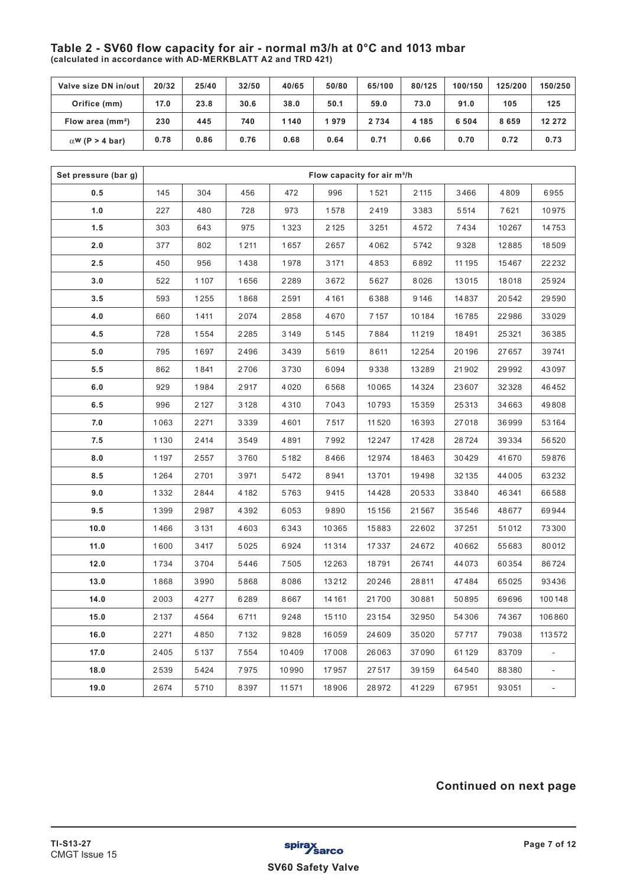## Table 2 - SV60 flow capacity for air - normal m3/h at 0°C and 1013 mbar

**(calculated in accordance with AD-MERKBLATT A2 and TRD 421)**

| Valve size DN in/out | 20/32 | 25/40 | 32/50 | 40/65 | 50/80 | 65/100 | 80/125 | 100/150 | 125/200 | 150/250 |
|---|---|---|---|---|---|---|---|---|---|---|
| Orifice (mm) | 17.0 | 23.8 | 30.6 | 38.0 | 50.1 | 59.0 | 73.0 | 91.0 | 105 | 125 |
| Flow area (mm²) | 230 | 445 | 740 | 1 140 | 1 979 | 2 734 | 4 185 | 6 504 | 8 659 | 12 272 |
| $\alpha w$ (P > 4 bar) | 0.78 | 0.86 | 0.76 | 0.68 | 0.64 | 0.71 | 0.66 | 0.70 | 0.72 | 0.73 |

| Set pressure (bar g) | Flow capacity for air m³/h | | | | | | | | | |
|---|---|---|---|---|---|---|---|---|---|---|
| 0.5 | 145 | 304 | 456 | 472 | 996 | 1521 | 2115 | 3466 | 4809 | 6955 |
| 1.0 | 227 | 480 | 728 | 973 | 1578 | 2419 | 3383 | 5514 | 7621 | 10975 |
| 1.5 | 303 | 643 | 975 | 1323 | 2125 | 3251 | 4572 | 7434 | 10267 | 14753 |
| 2.0 | 377 | 802 | 1211 | 1657 | 2657 | 4062 | 5742 | 9328 | 12885 | 18509 |
| 2.5 | 450 | 956 | 1438 | 1978 | 3171 | 4853 | 6892 | 11195 | 15467 | 22232 |
| 3.0 | 522 | 1107 | 1656 | 2289 | 3672 | 5627 | 8026 | 13015 | 18018 | 25924 |
| 3.5 | 593 | 1255 | 1868 | 2591 | 4161 | 6388 | 9146 | 14837 | 20542 | 29590 |
| 4.0 | 660 | 1411 | 2074 | 2858 | 4670 | 7157 | 10184 | 16785 | 22986 | 33029 |
| 4.5 | 728 | 1554 | 2285 | 3149 | 5145 | 7884 | 11219 | 18491 | 25321 | 36385 |
| 5.0 | 795 | 1697 | 2496 | 3439 | 5619 | 8611 | 12254 | 20196 | 27657 | 39741 |
| 5.5 | 862 | 1841 | 2706 | 3730 | 6094 | 9338 | 13289 | 21902 | 29992 | 43097 |
| 6.0 | 929 | 1984 | 2917 | 4020 | 6568 | 10065 | 14324 | 23607 | 32328 | 46452 |
| 6.5 | 996 | 2127 | 3128 | 4310 | 7043 | 10793 | 15359 | 25313 | 34663 | 49808 |
| 7.0 | 1063 | 2271 | 3339 | 4601 | 7517 | 11520 | 16393 | 27018 | 36999 | 53164 |
| 7.5 | 1130 | 2414 | 3549 | 4891 | 7992 | 12247 | 17428 | 28724 | 39334 | 56520 |
| 8.0 | 1197 | 2557 | 3760 | 5182 | 8466 | 12974 | 18463 | 30429 | 41670 | 59876 |
| 8.5 | 1264 | 2701 | 3971 | 5472 | 8941 | 13701 | 19498 | 32135 | 44005 | 63232 |
| 9.0 | 1332 | 2844 | 4182 | 5763 | 9415 | 14428 | 20533 | 33840 | 46341 | 66588 |
| 9.5 | 1399 | 2987 | 4392 | 6053 | 9890 | 15156 | 21567 | 35546 | 48677 | 69944 |
| 10.0 | 1466 | 3131 | 4603 | 6343 | 10365 | 15883 | 22602 | 37251 | 51012 | 73300 |
| 11.0 | 1600 | 3417 | 5025 | 6924 | 11314 | 17337 | 24672 | 40662 | 55683 | 80012 |
| 12.0 | 1734 | 3704 | 5446 | 7505 | 12263 | 18791 | 26741 | 44073 | 60354 | 86724 |
| 13.0 | 1868 | 3990 | 5868 | 8086 | 13212 | 20246 | 28811 | 47484 | 65025 | 93436 |
| 14.0 | 2003 | 4277 | 6289 | 8667 | 14161 | 21700 | 30881 | 50895 | 69696 | 100148 |
| 15.0 | 2137 | 4564 | 6711 | 9248 | 15110 | 23154 | 32950 | 54306 | 74367 | 106860 |
| 16.0 | 2271 | 4850 | 7132 | 9828 | 16059 | 24609 | 35020 | 57717 | 79038 | 113572 |
| 17.0 | 2405 | 5137 | 7554 | 10409 | 17008 | 26063 | 37090 | 61129 | 83709 | - |
| 18.0 | 2539 | 5424 | 7975 | 10990 | 17957 | 27517 | 39159 | 64540 | 88380 | - |
| 19.0 | 2674 | 5710 | 8397 | 11571 | 18906 | 28972 | 41229 | 67951 | 93051 | - |

**Continued on next page**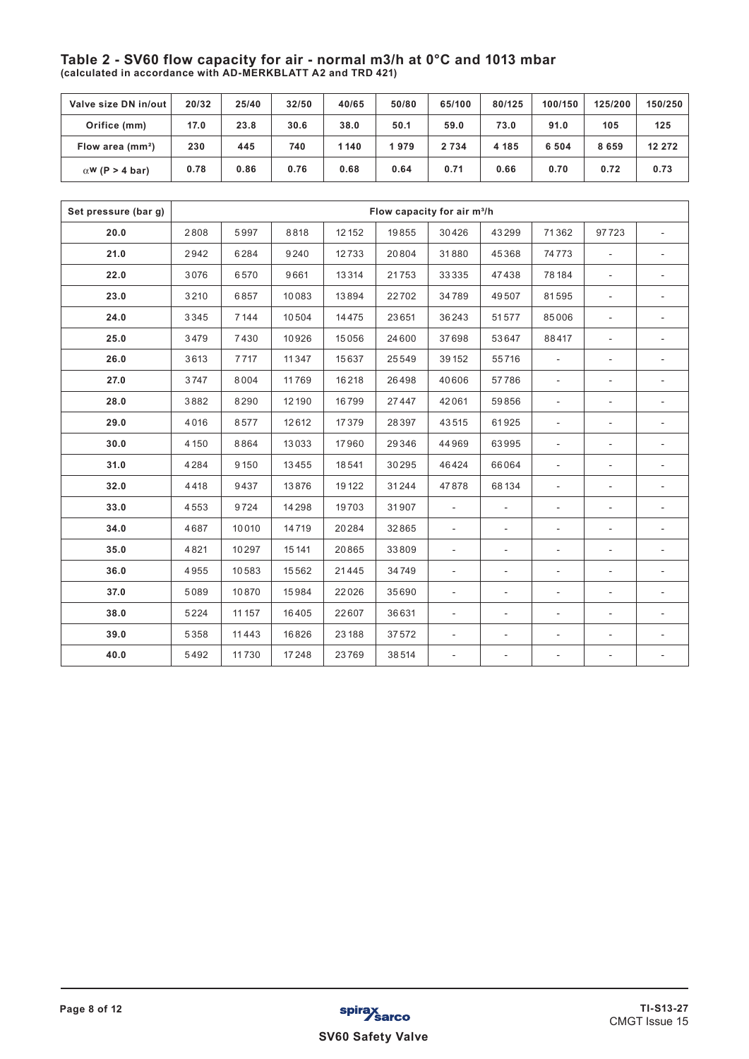## Table 2 - SV60 flow capacity for air - normal m3/h at 0°C and 1013 mbar

**(calculated in accordance with AD-MERKBLATT A2 and TRD 421)**

| Valve size DN in/out | 20/32 | 25/40 | 32/50 | 40/65 | 50/80 | 65/100 | 80/125 | 100/150 | 125/200 | 150/250 |
|---|---|---|---|---|---|---|---|---|---|---|
| Orifice (mm) | 17.0 | 23.8 | 30.6 | 38.0 | 50.1 | 59.0 | 73.0 | 91.0 | 105 | 125 |
| Flow area (mm²) | 230 | 445 | 740 | 1 140 | 1 979 | 2 734 | 4 185 | 6 504 | 8 659 | 12 272 |
| $\alpha w$ (P > 4 bar) | 0.78 | 0.86 | 0.76 | 0.68 | 0.64 | 0.71 | 0.66 | 0.70 | 0.72 | 0.73 |

| Set pressure (bar g) | Flow capacity for air m³/h | | | | | | | | | |
|---|---|---|---|---|---|---|---|---|---|---|
| 20.0 | 2808 | 5997 | 8818 | 12152 | 19855 | 30426 | 43299 | 71362 | 97723 | - |
| 21.0 | 2942 | 6284 | 9240 | 12733 | 20804 | 31880 | 45368 | 74773 | - | - |
| 22.0 | 3076 | 6570 | 9661 | 13314 | 21753 | 33335 | 47438 | 78184 | - | - |
| 23.0 | 3210 | 6857 | 10083 | 13894 | 22702 | 34789 | 49507 | 81595 | - | - |
| 24.0 | 3345 | 7144 | 10504 | 14475 | 23651 | 36243 | 51577 | 85006 | - | - |
| 25.0 | 3479 | 7430 | 10926 | 15056 | 24600 | 37698 | 53647 | 88417 | - | - |
| 26.0 | 3613 | 7717 | 11347 | 15637 | 25549 | 39152 | 55716 | - | - | - |
| 27.0 | 3747 | 8004 | 11769 | 16218 | 26498 | 40606 | 57786 | - | - | - |
| 28.0 | 3882 | 8290 | 12190 | 16799 | 27447 | 42061 | 59856 | - | - | - |
| 29.0 | 4016 | 8577 | 12612 | 17379 | 28397 | 43515 | 61925 | - | - | - |
| 30.0 | 4150 | 8864 | 13033 | 17960 | 29346 | 44969 | 63995 | - | - | - |
| 31.0 | 4284 | 9150 | 13455 | 18541 | 30295 | 46424 | 66064 | - | - | - |
| 32.0 | 4418 | 9437 | 13876 | 19122 | 31244 | 47878 | 68134 | - | - | - |
| 33.0 | 4553 | 9724 | 14298 | 19703 | 31907 | - | - | - | - | - |
| 34.0 | 4687 | 10010 | 14719 | 20284 | 32865 | - | - | - | - | - |
| 35.0 | 4821 | 10297 | 15141 | 20865 | 33809 | - | - | - | - | - |
| 36.0 | 4955 | 10583 | 15562 | 21445 | 34749 | - | - | - | - | - |
| 37.0 | 5089 | 10870 | 15984 | 22026 | 35690 | - | - | - | - | - |
| 38.0 | 5224 | 11157 | 16405 | 22607 | 36631 | - | - | - | - | - |
| 39.0 | 5358 | 11443 | 16826 | 23188 | 37572 | - | - | - | - | - |
| 40.0 | 5492 | 11730 | 17248 | 23769 | 38514 | - | - | - | - | - |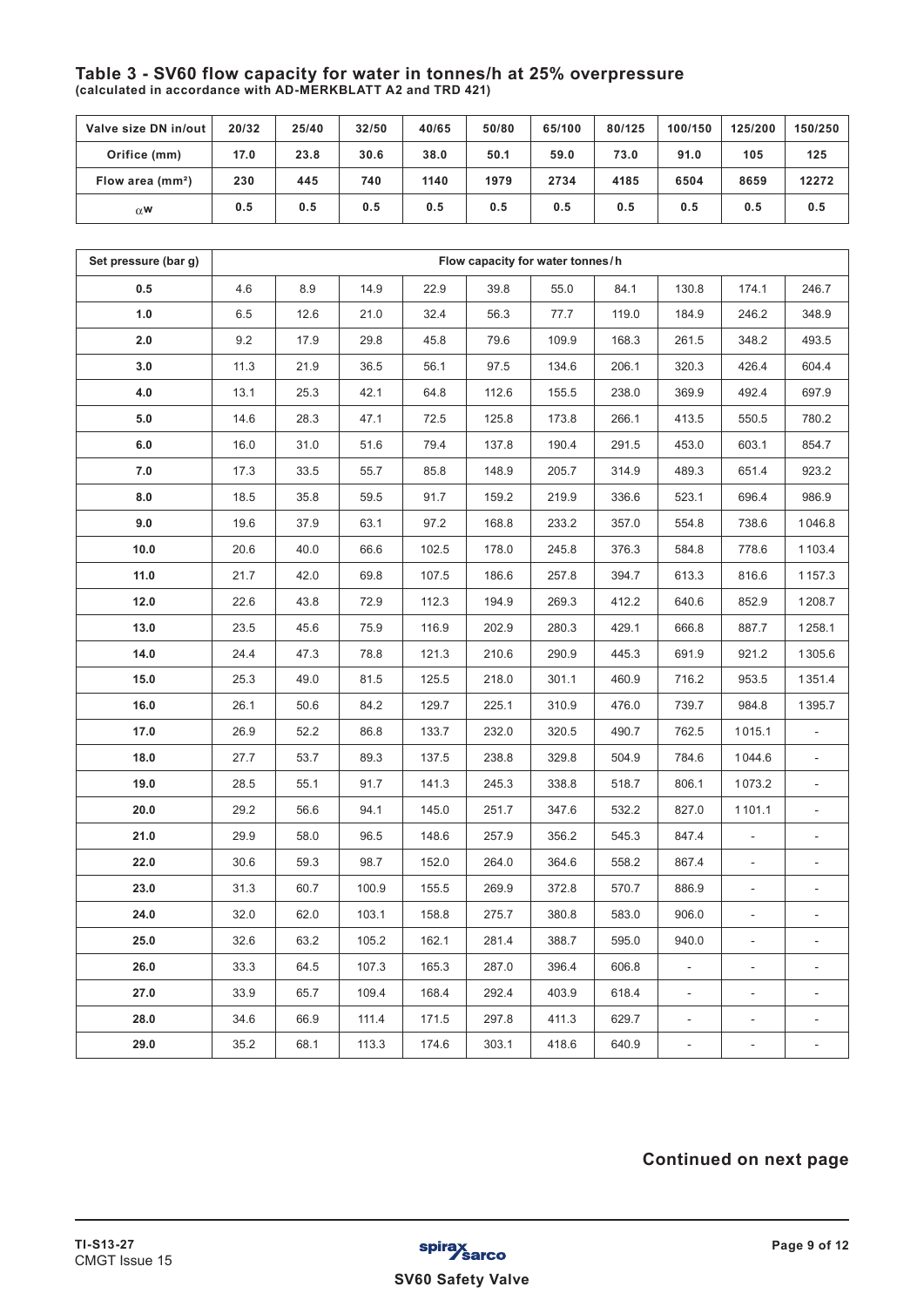## Table 3 - SV60 flow capacity for water in tonnes/h at 25% overpressure

**(calculated in accordance with AD-MERKBLATT A2 and TRD 421)**

| Valve size DN in/out | 20/32 | 25/40 | 32/50 | 40/65 | 50/80 | 65/100 | 80/125 | 100/150 | 125/200 | 150/250 |
|---|---|---|---|---|---|---|---|---|---|---|
| Orifice (mm) | 17.0 | 23.8 | 30.6 | 38.0 | 50.1 | 59.0 | 73.0 | 91.0 | 105 | 125 |
| Flow area (mm²) | 230 | 445 | 740 | 1140 | 1979 | 2734 | 4185 | 6504 | 8659 | 12272 |
| $\alpha$w | 0.5 | 0.5 | 0.5 | 0.5 | 0.5 | 0.5 | 0.5 | 0.5 | 0.5 | 0.5 |

| Set pressure (bar g) | Flow capacity for water tonnes/h | | | | | | | | | |
|---|---|---|---|---|---|---|---|---|---|---|
| 0.5 | 4.6 | 8.9 | 14.9 | 22.9 | 39.8 | 55.0 | 84.1 | 130.8 | 174.1 | 246.7 |
| 1.0 | 6.5 | 12.6 | 21.0 | 32.4 | 56.3 | 77.7 | 119.0 | 184.9 | 246.2 | 348.9 |
| 2.0 | 9.2 | 17.9 | 29.8 | 45.8 | 79.6 | 109.9 | 168.3 | 261.5 | 348.2 | 493.5 |
| 3.0 | 11.3 | 21.9 | 36.5 | 56.1 | 97.5 | 134.6 | 206.1 | 320.3 | 426.4 | 604.4 |
| 4.0 | 13.1 | 25.3 | 42.1 | 64.8 | 112.6 | 155.5 | 238.0 | 369.9 | 492.4 | 697.9 |
| 5.0 | 14.6 | 28.3 | 47.1 | 72.5 | 125.8 | 173.8 | 266.1 | 413.5 | 550.5 | 780.2 |
| 6.0 | 16.0 | 31.0 | 51.6 | 79.4 | 137.8 | 190.4 | 291.5 | 453.0 | 603.1 | 854.7 |
| 7.0 | 17.3 | 33.5 | 55.7 | 85.8 | 148.9 | 205.7 | 314.9 | 489.3 | 651.4 | 923.2 |
| 8.0 | 18.5 | 35.8 | 59.5 | 91.7 | 159.2 | 219.9 | 336.6 | 523.1 | 696.4 | 986.9 |
| 9.0 | 19.6 | 37.9 | 63.1 | 97.2 | 168.8 | 233.2 | 357.0 | 554.8 | 738.6 | 1046.8 |
| 10.0 | 20.6 | 40.0 | 66.6 | 102.5 | 178.0 | 245.8 | 376.3 | 584.8 | 778.6 | 1103.4 |
| 11.0 | 21.7 | 42.0 | 69.8 | 107.5 | 186.6 | 257.8 | 394.7 | 613.3 | 816.6 | 1157.3 |
| 12.0 | 22.6 | 43.8 | 72.9 | 112.3 | 194.9 | 269.3 | 412.2 | 640.6 | 852.9 | 1208.7 |
| 13.0 | 23.5 | 45.6 | 75.9 | 116.9 | 202.9 | 280.3 | 429.1 | 666.8 | 887.7 | 1258.1 |
| 14.0 | 24.4 | 47.3 | 78.8 | 121.3 | 210.6 | 290.9 | 445.3 | 691.9 | 921.2 | 1305.6 |
| 15.0 | 25.3 | 49.0 | 81.5 | 125.5 | 218.0 | 301.1 | 460.9 | 716.2 | 953.5 | 1351.4 |
| 16.0 | 26.1 | 50.6 | 84.2 | 129.7 | 225.1 | 310.9 | 476.0 | 739.7 | 984.8 | 1395.7 |
| 17.0 | 26.9 | 52.2 | 86.8 | 133.7 | 232.0 | 320.5 | 490.7 | 762.5 | 1015.1 | - |
| 18.0 | 27.7 | 53.7 | 89.3 | 137.5 | 238.8 | 329.8 | 504.9 | 784.6 | 1044.6 | - |
| 19.0 | 28.5 | 55.1 | 91.7 | 141.3 | 245.3 | 338.8 | 518.7 | 806.1 | 1073.2 | - |
| 20.0 | 29.2 | 56.6 | 94.1 | 145.0 | 251.7 | 347.6 | 532.2 | 827.0 | 1101.1 | - |
| 21.0 | 29.9 | 58.0 | 96.5 | 148.6 | 257.9 | 356.2 | 545.3 | 847.4 | - | - |
| 22.0 | 30.6 | 59.3 | 98.7 | 152.0 | 264.0 | 364.6 | 558.2 | 867.4 | - | - |
| 23.0 | 31.3 | 60.7 | 100.9 | 155.5 | 269.9 | 372.8 | 570.7 | 886.9 | - | - |
| 24.0 | 32.0 | 62.0 | 103.1 | 158.8 | 275.7 | 380.8 | 583.0 | 906.0 | - | - |
| 25.0 | 32.6 | 63.2 | 105.2 | 162.1 | 281.4 | 388.7 | 595.0 | 940.0 | - | - |
| 26.0 | 33.3 | 64.5 | 107.3 | 165.3 | 287.0 | 396.4 | 606.8 | - | - | - |
| 27.0 | 33.9 | 65.7 | 109.4 | 168.4 | 292.4 | 403.9 | 618.4 | - | - | - |
| 28.0 | 34.6 | 66.9 | 111.4 | 171.5 | 297.8 | 411.3 | 629.7 | - | - | - |
| 29.0 | 35.2 | 68.1 | 113.3 | 174.6 | 303.1 | 418.6 | 640.9 | - | - | - |

**Continued on next page**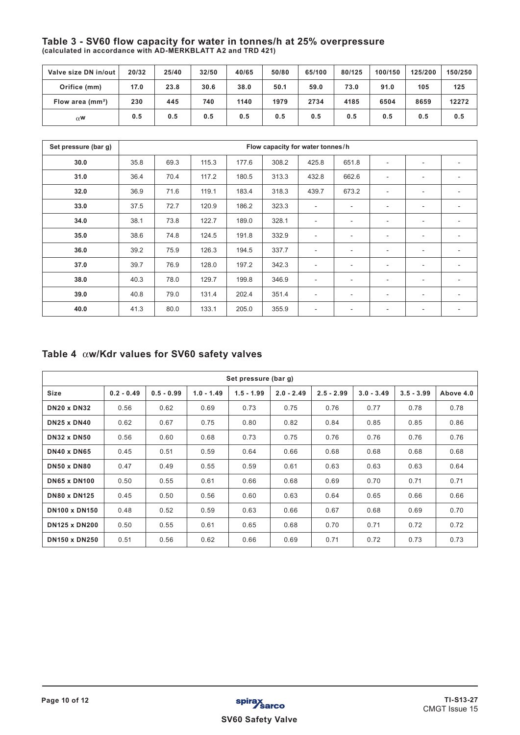## Table 3 - SV60 flow capacity for water in tonnes/h at 25% overpressure

**(calculated in accordance with AD-MERKBLATT A2 and TRD 421)**

| Valve size DN in/out | 20/32 | 25/40 | 32/50 | 40/65 | 50/80 | 65/100 | 80/125 | 100/150 | 125/200 | 150/250 |
|---|---|---|---|---|---|---|---|---|---|---|
| Orifice (mm) | 17.0 | 23.8 | 30.6 | 38.0 | 50.1 | 59.0 | 73.0 | 91.0 | 105 | 125 |
| Flow area ($mm^2$) | 230 | 445 | 740 | 1140 | 1979 | 2734 | 4185 | 6504 | 8659 | 12272 |
| $\alpha w$ | 0.5 | 0.5 | 0.5 | 0.5 | 0.5 | 0.5 | 0.5 | 0.5 | 0.5 | 0.5 |

| Set pressure (bar g) | Flow capacity for water tonnes/h | | | | | | | | | |
|---|---|---|---|---|---|---|---|---|---|---|
| 30.0 | 35.8 | 69.3 | 115.3 | 177.6 | 308.2 | 425.8 | 651.8 | - | - | - |
| 31.0 | 36.4 | 70.4 | 117.2 | 180.5 | 313.3 | 432.8 | 662.6 | - | - | - |
| 32.0 | 36.9 | 71.6 | 119.1 | 183.4 | 318.3 | 439.7 | 673.2 | - | - | - |
| 33.0 | 37.5 | 72.7 | 120.9 | 186.2 | 323.3 | - | - | - | - | - |
| 34.0 | 38.1 | 73.8 | 122.7 | 189.0 | 328.1 | - | - | - | - | - |
| 35.0 | 38.6 | 74.8 | 124.5 | 191.8 | 332.9 | - | - | - | - | - |
| 36.0 | 39.2 | 75.9 | 126.3 | 194.5 | 337.7 | - | - | - | - | - |
| 37.0 | 39.7 | 76.9 | 128.0 | 197.2 | 342.3 | - | - | - | - | - |
| 38.0 | 40.3 | 78.0 | 129.7 | 199.8 | 346.9 | - | - | - | - | - |
| 39.0 | 40.8 | 79.0 | 131.4 | 202.4 | 351.4 | - | - | - | - | - |
| 40.0 | 41.3 | 80.0 | 133.1 | 205.0 | 355.9 | - | - | - | - | - |

## Table 4 $\alpha w/Kdr$ values for SV60 safety valves

| | Set pressure (bar g) | | | | | | | | |
|---|---|---|---|---|---|---|---|---|---|
| **Size** | **0.2 - 0.49** | **0.5 - 0.99** | **1.0 - 1.49** | **1.5 - 1.99** | **2.0 - 2.49** | **2.5 - 2.99** | **3.0 - 3.49** | **3.5 - 3.99** | **Above 4.0** |
| **DN20 x DN32** | 0.56 | 0.62 | 0.69 | 0.73 | 0.75 | 0.76 | 0.77 | 0.78 | 0.78 |
| **DN25 x DN40** | 0.62 | 0.67 | 0.75 | 0.80 | 0.82 | 0.84 | 0.85 | 0.85 | 0.86 |
| **DN32 x DN50** | 0.56 | 0.60 | 0.68 | 0.73 | 0.75 | 0.76 | 0.76 | 0.76 | 0.76 |
| **DN40 x DN65** | 0.45 | 0.51 | 0.59 | 0.64 | 0.66 | 0.68 | 0.68 | 0.68 | 0.68 |
| **DN50 x DN80** | 0.47 | 0.49 | 0.55 | 0.59 | 0.61 | 0.63 | 0.63 | 0.63 | 0.64 |
| **DN65 x DN100** | 0.50 | 0.55 | 0.61 | 0.66 | 0.68 | 0.69 | 0.70 | 0.71 | 0.71 |
| **DN80 x DN125** | 0.45 | 0.50 | 0.56 | 0.60 | 0.63 | 0.64 | 0.65 | 0.66 | 0.66 |
| **DN100 x DN150** | 0.48 | 0.52 | 0.59 | 0.63 | 0.66 | 0.67 | 0.68 | 0.69 | 0.70 |
| **DN125 x DN200** | 0.50 | 0.55 | 0.61 | 0.65 | 0.68 | 0.70 | 0.71 | 0.72 | 0.72 |
| **DN150 x DN250** | 0.51 | 0.56 | 0.62 | 0.66 | 0.69 | 0.71 | 0.72 | 0.73 | 0.73 |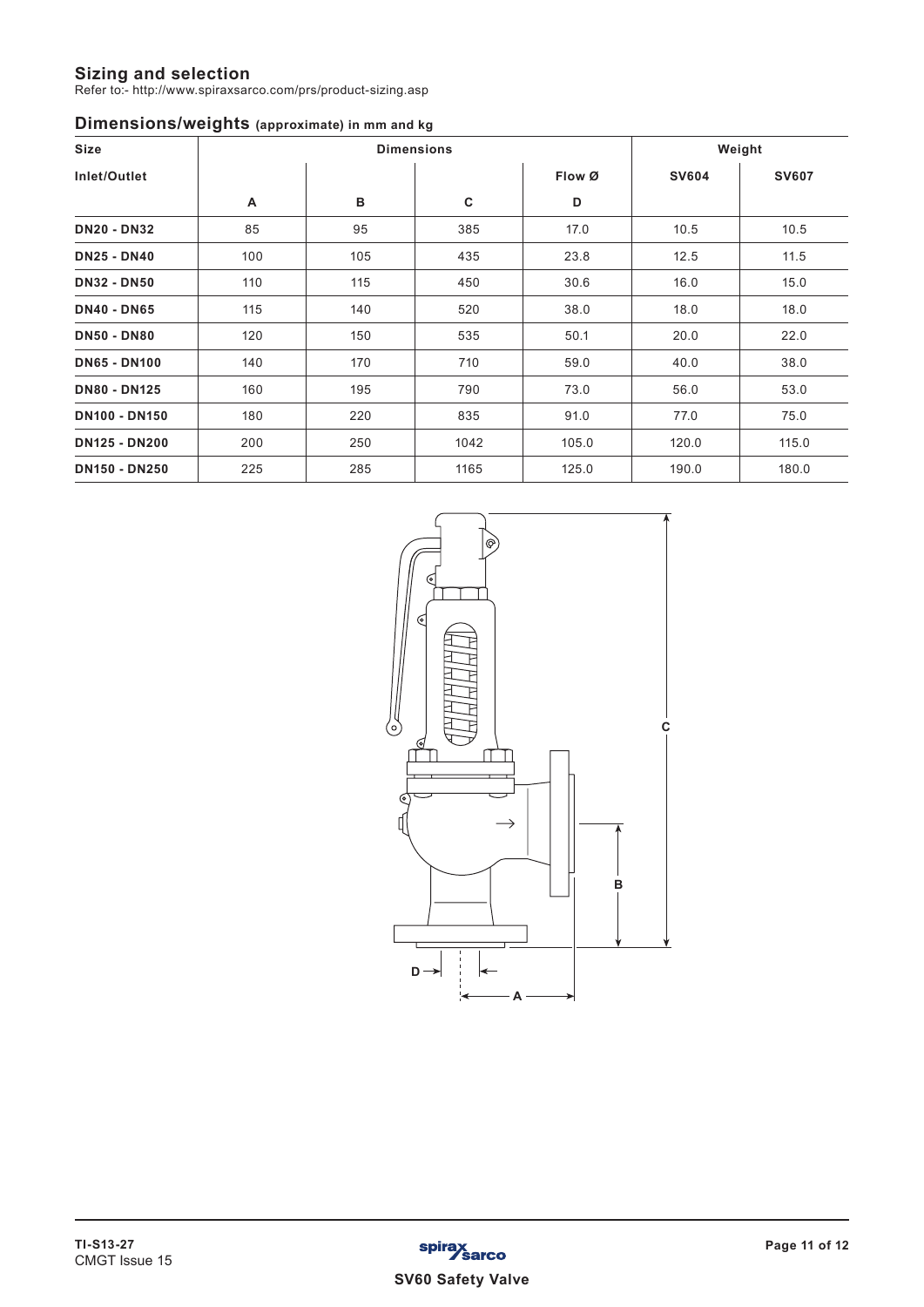## Sizing and selection

Refer to:- http://www.spiraxsarco.com/prs/product-sizing.asp

## Dimensions/weights (approximate) in mm and kg

| Size | Dimensions | | | | Weight | |
|---|---|---|---|---|---|---|
| Inlet/Outlet | | | | Flow Ø | SV604 | SV607 |
| | A | B | C | D | | |
| **DN20 - DN32** | 85 | 95 | 385 | 17.0 | 10.5 | 10.5 |
| **DN25 - DN40** | 100 | 105 | 435 | 23.8 | 12.5 | 11.5 |
| **DN32 - DN50** | 110 | 115 | 450 | 30.6 | 16.0 | 15.0 |
| **DN40 - DN65** | 115 | 140 | 520 | 38.0 | 18.0 | 18.0 |
| **DN50 - DN80** | 120 | 150 | 535 | 50.1 | 20.0 | 22.0 |
| **DN65 - DN100** | 140 | 170 | 710 | 59.0 | 40.0 | 38.0 |
| **DN80 - DN125** | 160 | 195 | 790 | 73.0 | 56.0 | 53.0 |
| **DN100 - DN150** | 180 | 220 | 835 | 91.0 | 77.0 | 75.0 |
| **DN125 - DN200** | 200 | 250 | 1042 | 105.0 | 120.0 | 115.0 |
| **DN150 - DN250** | 225 | 285 | 1165 | 125.0 | 190.0 | 180.0 |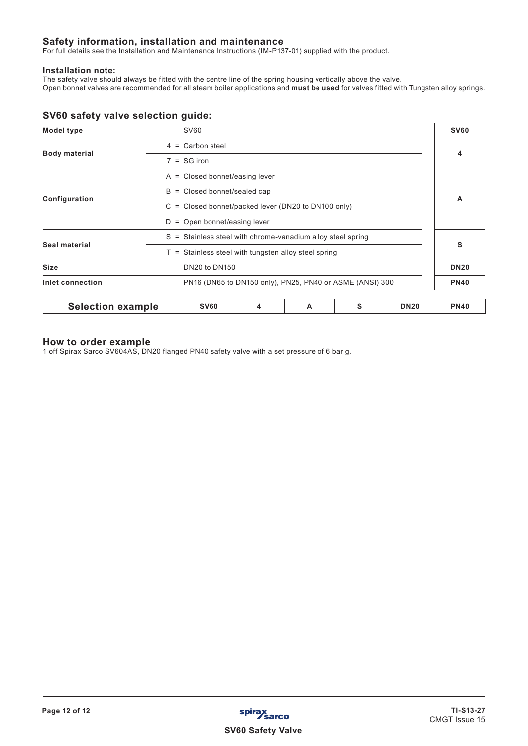## Safety information, installation and maintenance

For full details see the Installation and Maintenance Instructions (IM-P137-01) supplied with the product.

### Installation note:

The safety valve should always be fitted with the centre line of the spring housing vertically above the valve.
Open bonnet valves are recommended for all steam boiler applications and **must be used** for valves fitted with Tungsten alloy springs.

## SV60 safety valve selection guide:

| | | |
|---|---|---|
| **Model type** | SV60 | **SV60** |
| **Body material** | 4 = Carbon steel<br>7 = SG iron | **4** |
| **Configuration** | A = Closed bonnet/easing lever<br>B = Closed bonnet/sealed cap<br>C = Closed bonnet/packed lever (DN20 to DN100 only)<br>D = Open bonnet/easing lever | **A** |
| **Seal material** | S = Stainless steel with chrome-vanadium alloy steel spring<br>T = Stainless steel with tungsten alloy steel spring | **S** |
| **Size** | DN20 to DN150 | **DN20** |
| **Inlet connection** | PN16 (DN65 to DN150 only), PN25, PN40 or ASME (ANSI) 300 | **PN40** |

| | | | | | | |
|---|---|---|---|---|---|---|
| **Selection example** | **SV60** | **4** | **A** | **S** | **DN20** | **PN40** |

## How to order example

1 off Spirax Sarco SV604AS, DN20 flanged PN40 safety valve with a set pressure of 6 bar g.